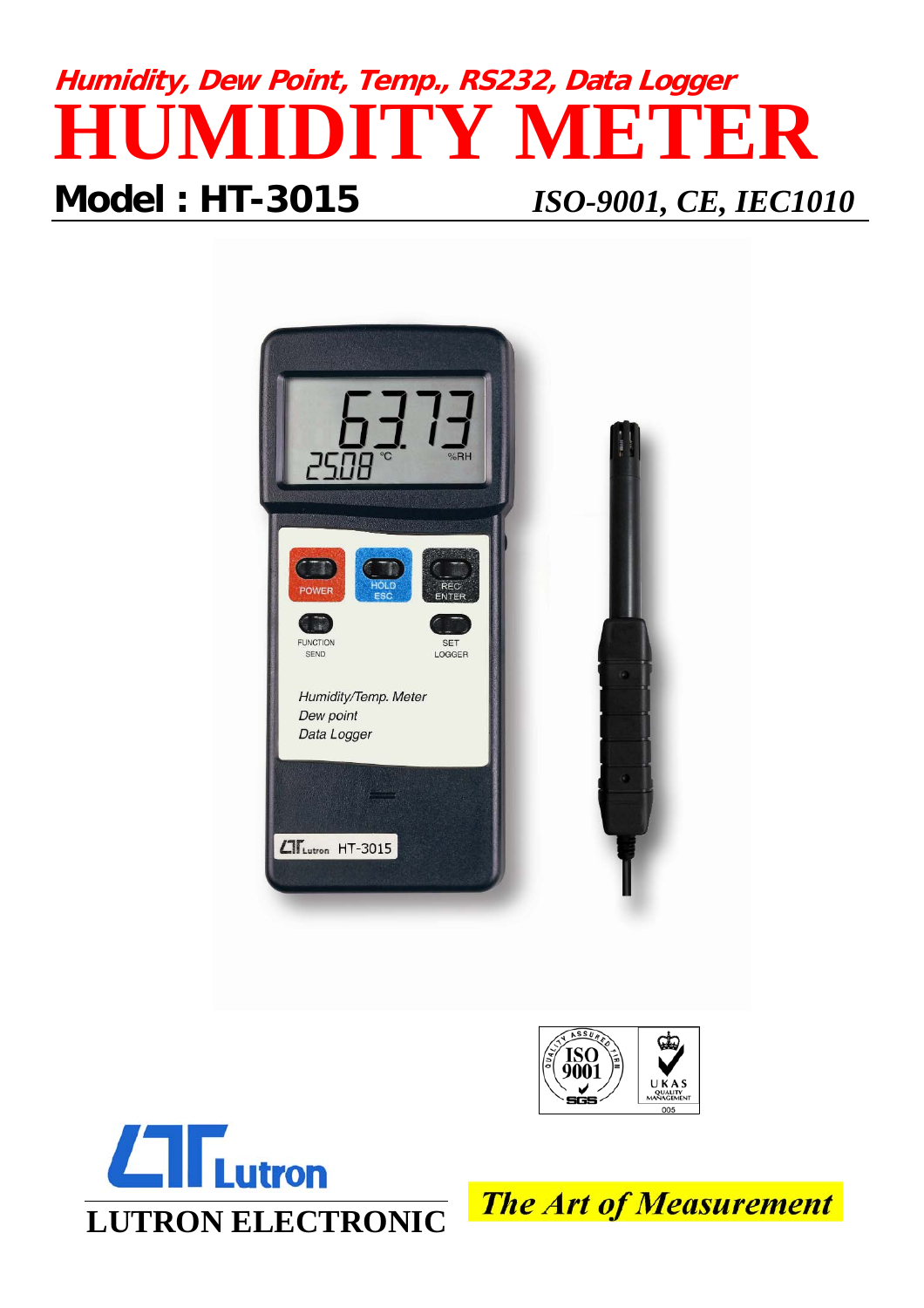**Humidity, Dew Point, Temp., RS232, Data Logger**

# HUMIDITY METER

## Model : HT-3015

*ISO-9001, CE, IEC1010*

LUTRON ELECTRONIC

*The Art of Measurement*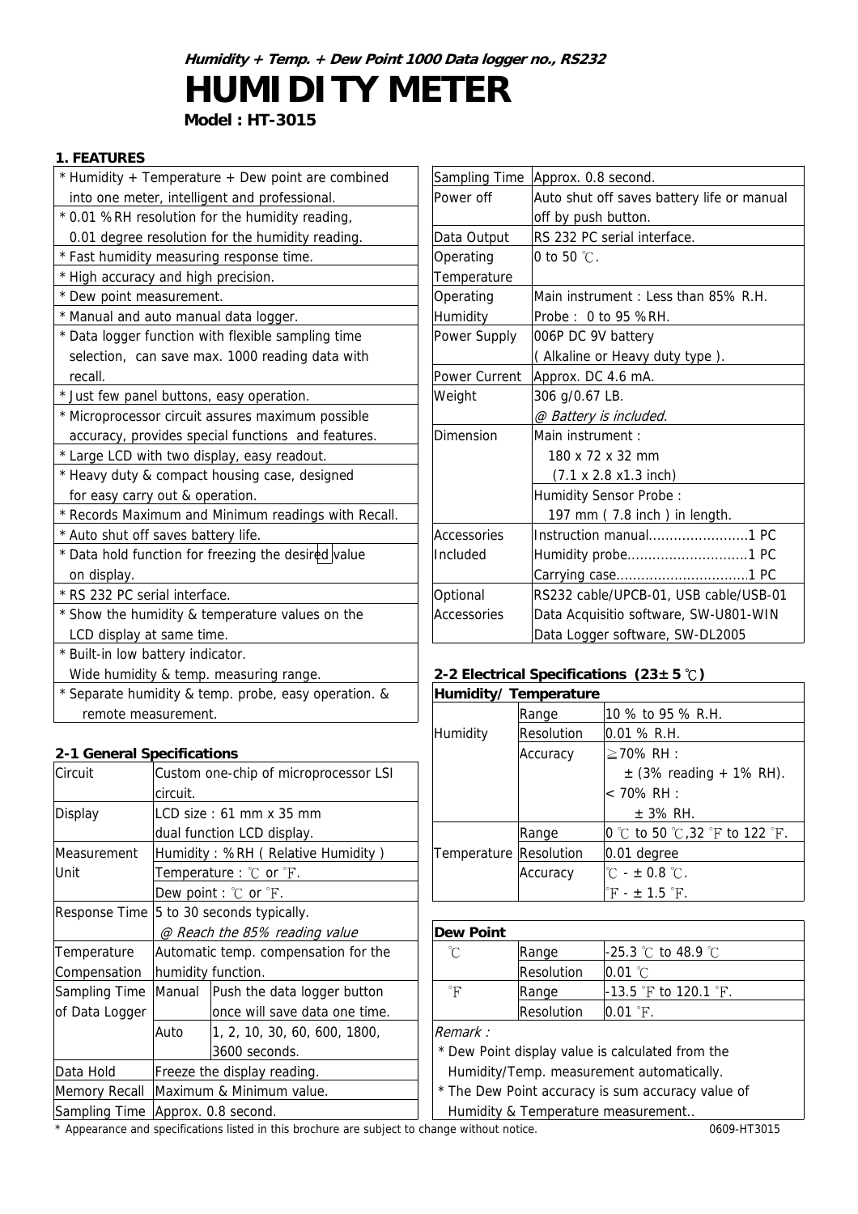*Humidity + Temp. + Dew Point 1000 Data logger no., RS232*

# HUMIDITY METER

**Model : HT-3015**

### 1. FEATURES

* Humidity + Temperature + Dew point are combined into one meter, intelligent and professional.
* 0.01 % RH resolution for the humidity reading, 0.01 degree resolution for the humidity reading.
* Fast humidity measuring response time.
* High accuracy and high precision.
* Dew point measurement.
* Manual and auto manual data logger.
* Data logger function with flexible sampling time selection, can save max. 1000 reading data with recall.
* Just few panel buttons, easy operation.
* Microprocessor circuit assures maximum possible accuracy, provides special functions and features.
* Large LCD with two display, easy readout.
* Heavy duty & compact housing case, designed for easy carry out & operation.
* Records Maximum and Minimum readings with Recall.
* Auto shut off saves battery life.
* Data hold function for freezing the desired value on display.
* RS 232 PC serial interface.
* Show the humidity & temperature values on the LCD display at same time.
* Built-in low battery indicator. Wide humidity & temp. measuring range.
* Separate humidity & temp. probe, easy operation. & remote measurement.

### 2-1 General Specifications

| | | |
|---|---|---|
| Circuit | Custom one-chip of microprocessor LSI circuit. | |
| Display | LCD size : 61 mm x 35 mm dual function LCD display. | |
| Measurement Unit | Humidity : % RH ( Relative Humidity ) | |
| | Temperature : ℃ or ℉. | |
| | Dew point : ℃ or ℉. | |
| Response Time | 5 to 30 seconds typically. *@ Reach the 85% reading value* | |
| Temperature Compensation | Automatic temp. compensation for the humidity function. | |
| Sampling Time of Data Logger | Manual | Push the data logger button once will save data one time. |
| | Auto | 1, 2, 10, 30, 60, 600, 1800, 3600 seconds. |
| Data Hold | Freeze the display reading. | |
| Memory Recall | Maximum & Minimum value. | |
| Sampling Time | Approx. 0.8 second. | |
| Power off | Auto shut off saves battery life or manual off by push button. | |
| Data Output | RS 232 PC serial interface. | |
| Operating Temperature | 0 to 50 ℃. | |
| Operating Humidity | Main instrument : Less than 85% R.H. Probe : 0 to 95 % RH. | |
| Power Supply | 006P DC 9V battery ( Alkaline or Heavy duty type ). | |
| Power Current | Approx. DC 4.6 mA. | |
| Weight | 306 g/0.67 LB. *@ Battery is included.* | |
| Dimension | Main instrument : 180 x 72 x 32 mm (7.1 x 2.8 x1.3 inch) | |
| | Humidity Sensor Probe : 197 mm ( 7.8 inch ) in length. | |
| Accessories Included | Instruction manual........................1 PC | |
| | Humidity probe.............................1 PC | |
| | Carrying case................................1 PC | |
| Optional Accessories | RS232 cable/UPCB-01, USB cable/USB-01 | |
| | Data Acquisitio software, SW-U801-WIN | |
| | Data Logger software, SW-DL2005 | |

### 2-2 Electrical Specifications (23± 5 ℃)

| Humidity/ Temperature | | |
|---|---|---|
| Humidity | Range | 10 % to 95 % R.H. |
| | Resolution | 0.01 % R.H. |
| | Accuracy | ≧70% RH : ± (3% reading + 1% RH). < 70% RH : ± 3% RH. |
| Temperature | Range | 0 ℃ to 50 ℃,32 ℉ to 122 ℉. |
| | Resolution | 0.01 degree |
| | Accuracy | ℃ - ± 0.8 ℃. ℉ - ± 1.5 ℉. |

| Dew Point | | |
|---|---|---|
| ℃ | Range | -25.3 ℃ to 48.9 ℃ |
| | Resolution | 0.01 ℃ |
| ℉ | Range | -13.5 ℉ to 120.1 ℉. |
| | Resolution | 0.01 ℉. |

*Remark :*

* Dew Point display value is calculated from the Humidity/Temp. measurement automatically.
* The Dew Point accuracy is sum accuracy value of Humidity & Temperature measurement..

* Appearance and specifications listed in this brochure are subject to change without notice.

0609-HT3015